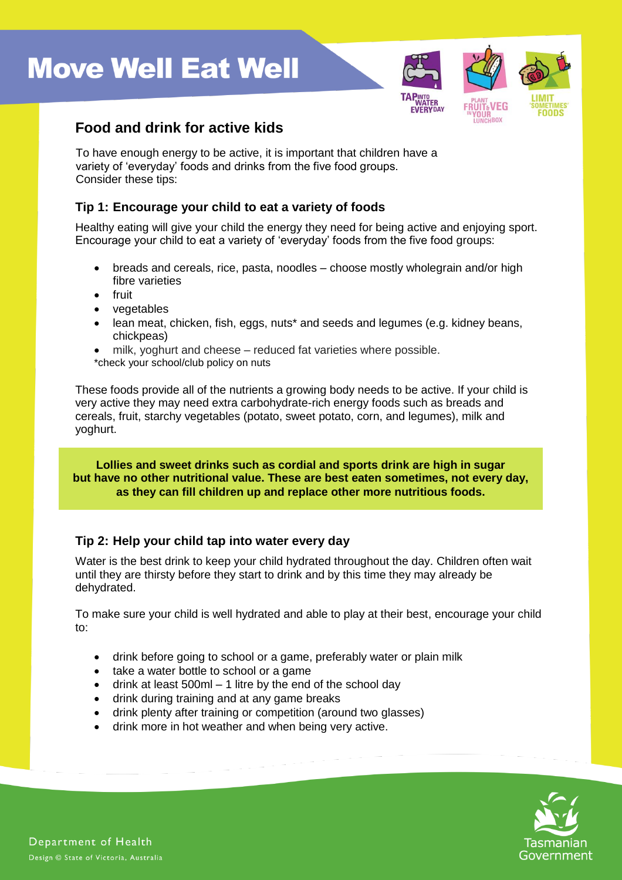# Move Well Eat Well

TAP INTO WATER EVERYDAY

PLANT FRUIT & VEG IN YOUR LUNCHBOX

LIMIT 'SOMETIMES' FOODS

## Food and drink for active kids

To have enough energy to be active, it is important that children have a variety of 'everyday' foods and drinks from the five food groups. Consider these tips:

### Tip 1: Encourage your child to eat a variety of foods

Healthy eating will give your child the energy they need for being active and enjoying sport. Encourage your child to eat a variety of 'everyday' foods from the five food groups:

- breads and cereals, rice, pasta, noodles – choose mostly wholegrain and/or high fibre varieties
- fruit
- vegetables
- lean meat, chicken, fish, eggs, nuts* and seeds and legumes (e.g. kidney beans, chickpeas)
- milk, yoghurt and cheese – reduced fat varieties where possible.

*check your school/club policy on nuts

These foods provide all of the nutrients a growing body needs to be active. If your child is very active they may need extra carbohydrate-rich energy foods such as breads and cereals, fruit, starchy vegetables (potato, sweet potato, corn, and legumes), milk and yoghurt.

**Lollies and sweet drinks such as cordial and sports drink are high in sugar but have no other nutritional value. These are best eaten sometimes, not every day, as they can fill children up and replace other more nutritious foods.**

### Tip 2: Help your child tap into water every day

Water is the best drink to keep your child hydrated throughout the day. Children often wait until they are thirsty before they start to drink and by this time they may already be dehydrated.

To make sure your child is well hydrated and able to play at their best, encourage your child to:

- drink before going to school or a game, preferably water or plain milk
- take a water bottle to school or a game
- drink at least 500ml – 1 litre by the end of the school day
- drink during training and at any game breaks
- drink plenty after training or competition (around two glasses)
- drink more in hot weather and when being very active.

Department of Health

Design © State of Victoria, Australia

Tasmanian Government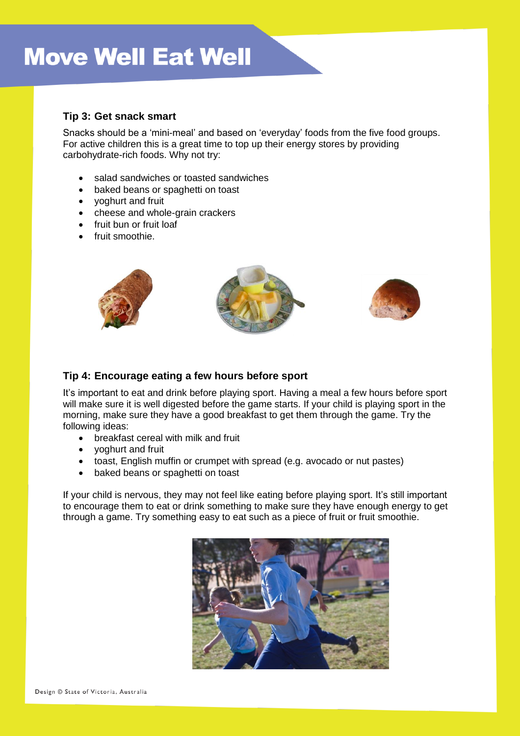# Move Well Eat Well

### Tip 3: Get snack smart

Snacks should be a 'mini-meal' and based on 'everyday' foods from the five food groups. For active children this is a great time to top up their energy stores by providing carbohydrate-rich foods. Why not try:

- salad sandwiches or toasted sandwiches
- baked beans or spaghetti on toast
- yoghurt and fruit
- cheese and whole-grain crackers
- fruit bun or fruit loaf
- fruit smoothie.

### Tip 4: Encourage eating a few hours before sport

It's important to eat and drink before playing sport. Having a meal a few hours before sport will make sure it is well digested before the game starts. If your child is playing sport in the morning, make sure they have a good breakfast to get them through the game. Try the following ideas:

- breakfast cereal with milk and fruit
- yoghurt and fruit
- toast, English muffin or crumpet with spread (e.g. avocado or nut pastes)
- baked beans or spaghetti on toast

If your child is nervous, they may not feel like eating before playing sport. It's still important to encourage them to eat or drink something to make sure they have enough energy to get through a game. Try something easy to eat such as a piece of fruit or fruit smoothie.

Design © State of Victoria, Australia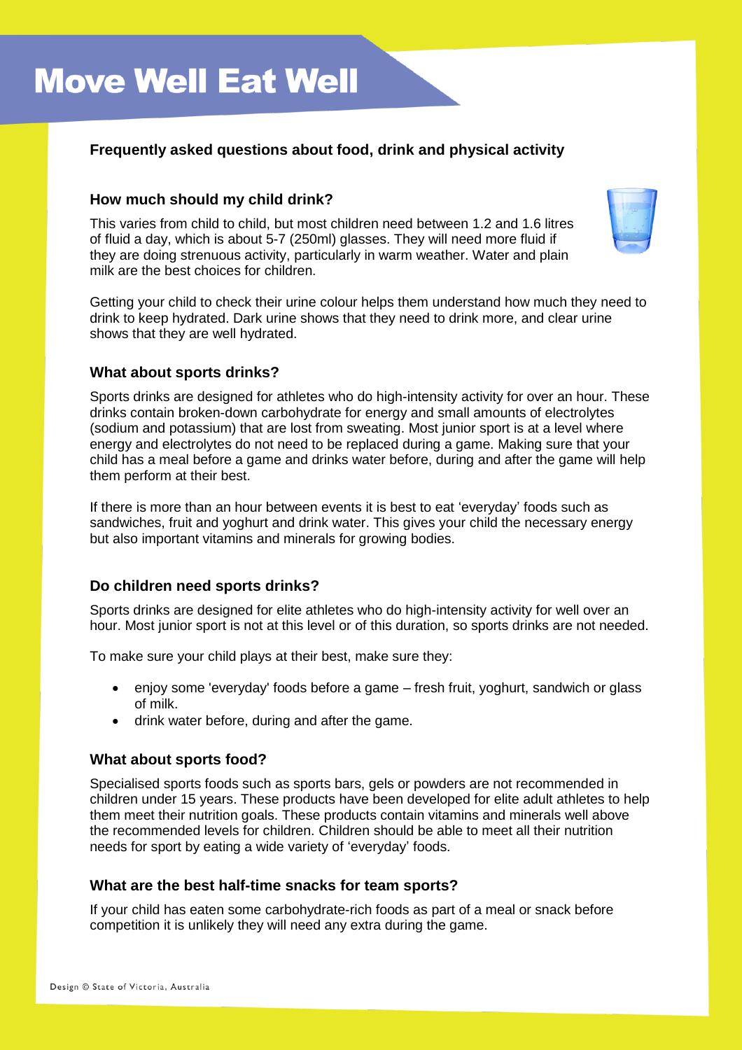# Move Well Eat Well

## Frequently asked questions about food, drink and physical activity

### How much should my child drink?

This varies from child to child, but most children need between 1.2 and 1.6 litres of fluid a day, which is about 5-7 (250ml) glasses. They will need more fluid if they are doing strenuous activity, particularly in warm weather. Water and plain milk are the best choices for children.

Getting your child to check their urine colour helps them understand how much they need to drink to keep hydrated. Dark urine shows that they need to drink more, and clear urine shows that they are well hydrated.

### What about sports drinks?

Sports drinks are designed for athletes who do high-intensity activity for over an hour. These drinks contain broken-down carbohydrate for energy and small amounts of electrolytes (sodium and potassium) that are lost from sweating. Most junior sport is at a level where energy and electrolytes do not need to be replaced during a game. Making sure that your child has a meal before a game and drinks water before, during and after the game will help them perform at their best.

If there is more than an hour between events it is best to eat 'everyday' foods such as sandwiches, fruit and yoghurt and drink water. This gives your child the necessary energy but also important vitamins and minerals for growing bodies.

### Do children need sports drinks?

Sports drinks are designed for elite athletes who do high-intensity activity for well over an hour. Most junior sport is not at this level or of this duration, so sports drinks are not needed.

To make sure your child plays at their best, make sure they:

- enjoy some 'everyday' foods before a game – fresh fruit, yoghurt, sandwich or glass of milk.
- drink water before, during and after the game.

### What about sports food?

Specialised sports foods such as sports bars, gels or powders are not recommended in children under 15 years. These products have been developed for elite adult athletes to help them meet their nutrition goals. These products contain vitamins and minerals well above the recommended levels for children. Children should be able to meet all their nutrition needs for sport by eating a wide variety of 'everyday' foods.

### What are the best half-time snacks for team sports?

If your child has eaten some carbohydrate-rich foods as part of a meal or snack before competition it is unlikely they will need any extra during the game.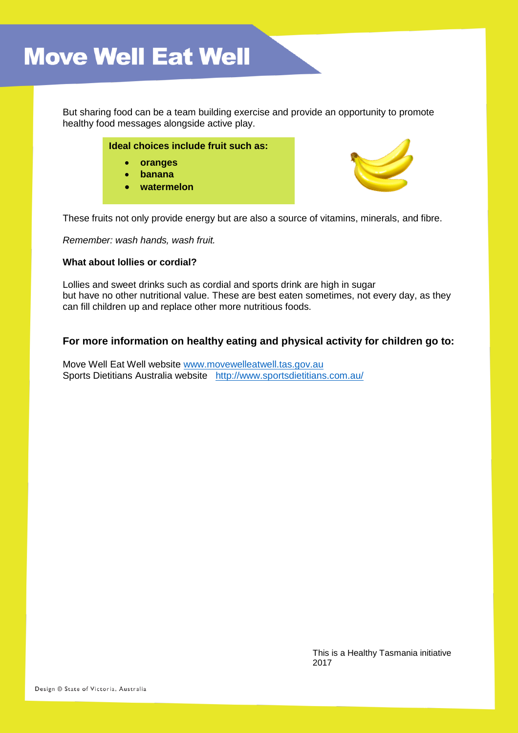# Move Well Eat Well

But sharing food can be a team building exercise and provide an opportunity to promote healthy food messages alongside active play.

**Ideal choices include fruit such as:**

- **oranges**
- **banana**
- **watermelon**

These fruits not only provide energy but are also a source of vitamins, minerals, and fibre.

*Remember: wash hands, wash fruit.*

**What about lollies or cordial?**

Lollies and sweet drinks such as cordial and sports drink are high in sugar but have no other nutritional value. These are best eaten sometimes, not every day, as they can fill children up and replace other more nutritious foods.

### For more information on healthy eating and physical activity for children go to:

Move Well Eat Well website www.movewelleatwell.tas.gov.au
Sports Dietitians Australia website http://www.sportsdietitians.com.au/

This is a Healthy Tasmania initiative 2017

Design © State of Victoria, Australia